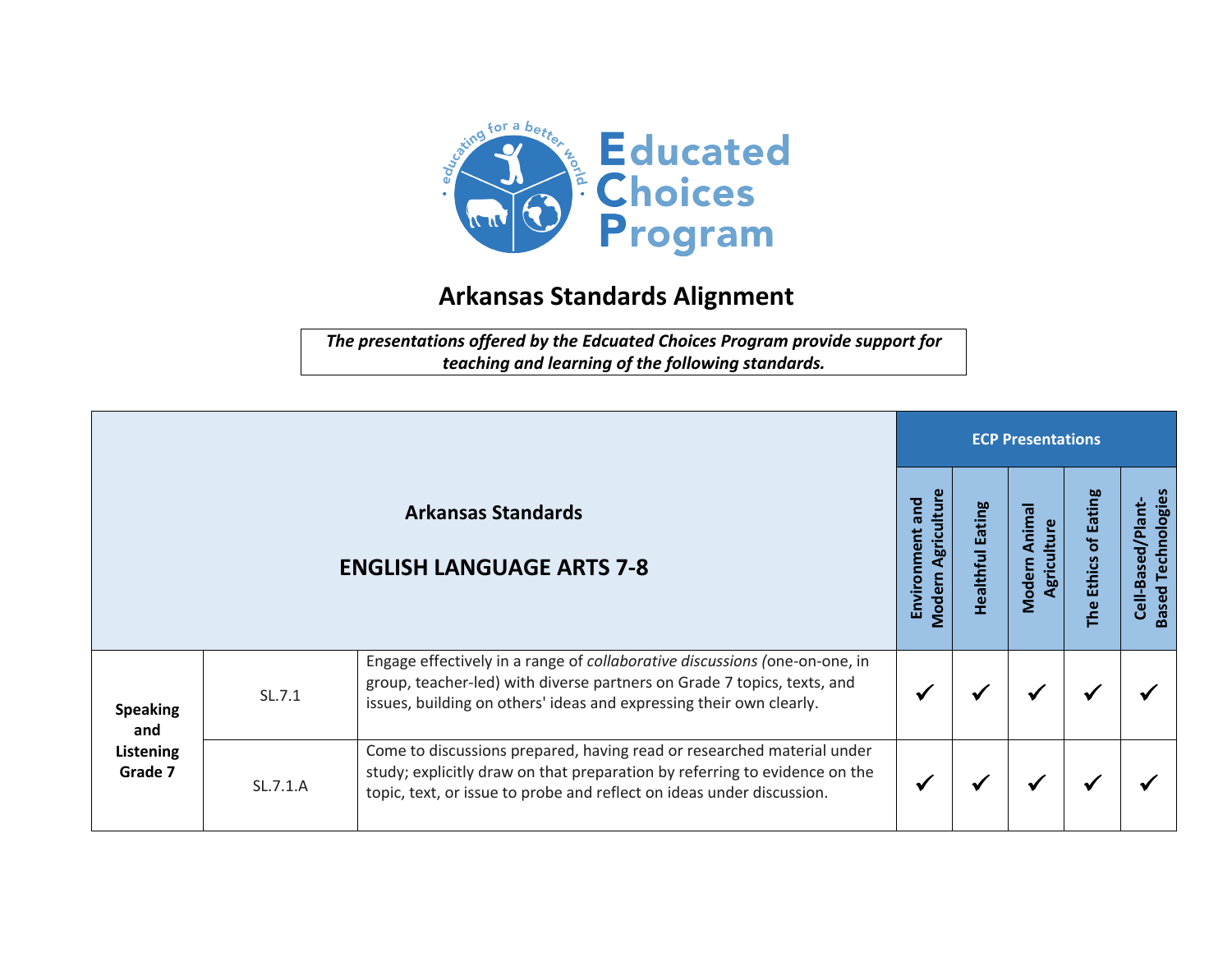# Educated Choices Program

*educating for a better world*

## Arkansas Standards Alignment

***The presentations offered by the Edcuated Choices Program provide support for teaching and learning of the following standards.***

| Arkansas Standards<br><br>ENGLISH LANGUAGE ARTS 7-8 | | | ECP Presentations | | | | |
|---|---|---|---|---|---|---|---|
| | | | Environment and Modern Agriculture | Healthful Eating | Modern Animal Agriculture | The Ethics of Eating | Cell-Based/Plant-Based Technologies |
| **Speaking and Listening Grade 7** | SL.7.1 | Engage effectively in a range of *collaborative discussions (*one-on-one, in group, teacher-led) with diverse partners on Grade 7 topics, texts, and issues, building on others' ideas and expressing their own clearly. | ✓ | ✓ | ✓ | ✓ | ✓ |
| | SL.7.1.A | Come to discussions prepared, having read or researched material under study; explicitly draw on that preparation by referring to evidence on the topic, text, or issue to probe and reflect on ideas under discussion. | ✓ | ✓ | ✓ | ✓ | ✓ |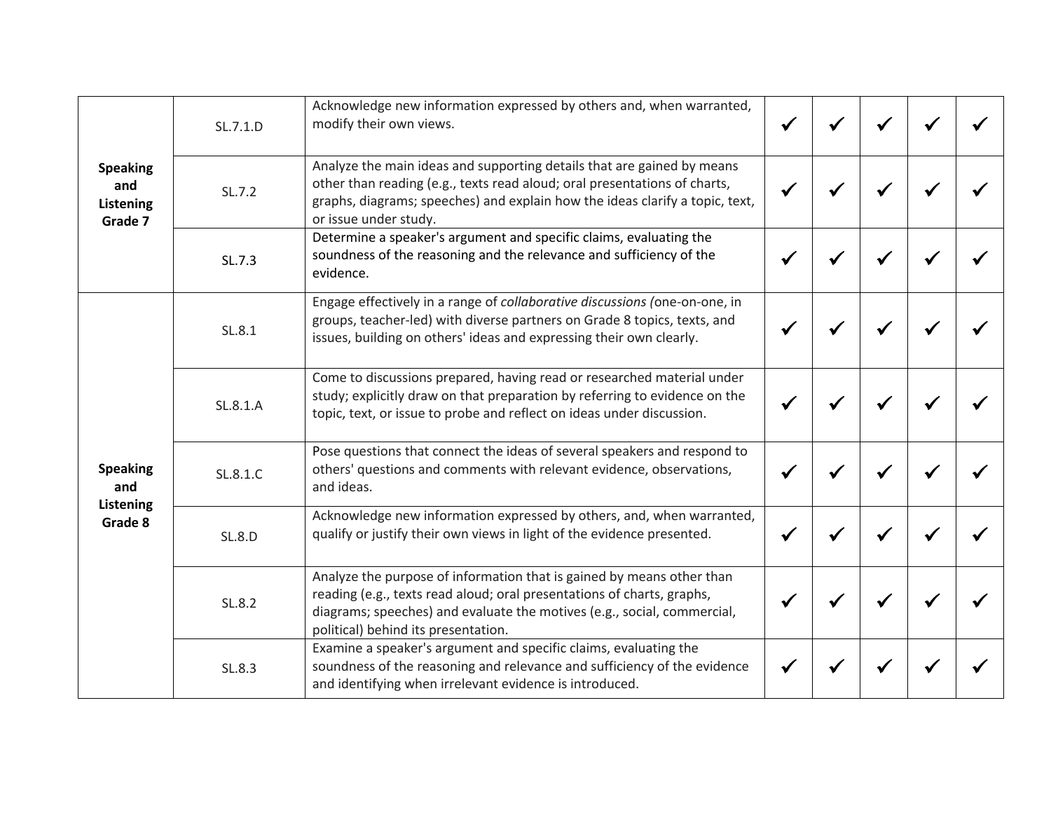| | | | | | | | |
|---|---|---|---|---|---|---|---|
| **Speaking and Listening Grade 7** | SL.7.1.D | Acknowledge new information expressed by others and, when warranted, modify their own views. | ✓ | ✓ | ✓ | ✓ | ✓ |
| | SL.7.2 | Analyze the main ideas and supporting details that are gained by means other than reading (e.g., texts read aloud; oral presentations of charts, graphs, diagrams; speeches) and explain how the ideas clarify a topic, text, or issue under study. | ✓ | ✓ | ✓ | ✓ | ✓ |
| | SL.7.3 | Determine a speaker's argument and specific claims, evaluating the soundness of the reasoning and the relevance and sufficiency of the evidence. | ✓ | ✓ | ✓ | ✓ | ✓ |
| **Speaking and Listening Grade 8** | SL.8.1 | Engage effectively in a range of *collaborative discussions (*one-on-one, in groups, teacher-led) with diverse partners on Grade 8 topics, texts, and issues, building on others' ideas and expressing their own clearly. | ✓ | ✓ | ✓ | ✓ | ✓ |
| | SL.8.1.A | Come to discussions prepared, having read or researched material under study; explicitly draw on that preparation by referring to evidence on the topic, text, or issue to probe and reflect on ideas under discussion. | ✓ | ✓ | ✓ | ✓ | ✓ |
| | SL.8.1.C | Pose questions that connect the ideas of several speakers and respond to others' questions and comments with relevant evidence, observations, and ideas. | ✓ | ✓ | ✓ | ✓ | ✓ |
| | SL.8.D | Acknowledge new information expressed by others, and, when warranted, qualify or justify their own views in light of the evidence presented. | ✓ | ✓ | ✓ | ✓ | ✓ |
| | SL.8.2 | Analyze the purpose of information that is gained by means other than reading (e.g., texts read aloud; oral presentations of charts, graphs, diagrams; speeches) and evaluate the motives (e.g., social, commercial, political) behind its presentation. | ✓ | ✓ | ✓ | ✓ | ✓ |
| | SL.8.3 | Examine a speaker's argument and specific claims, evaluating the soundness of the reasoning and relevance and sufficiency of the evidence and identifying when irrelevant evidence is introduced. | ✓ | ✓ | ✓ | ✓ | ✓ |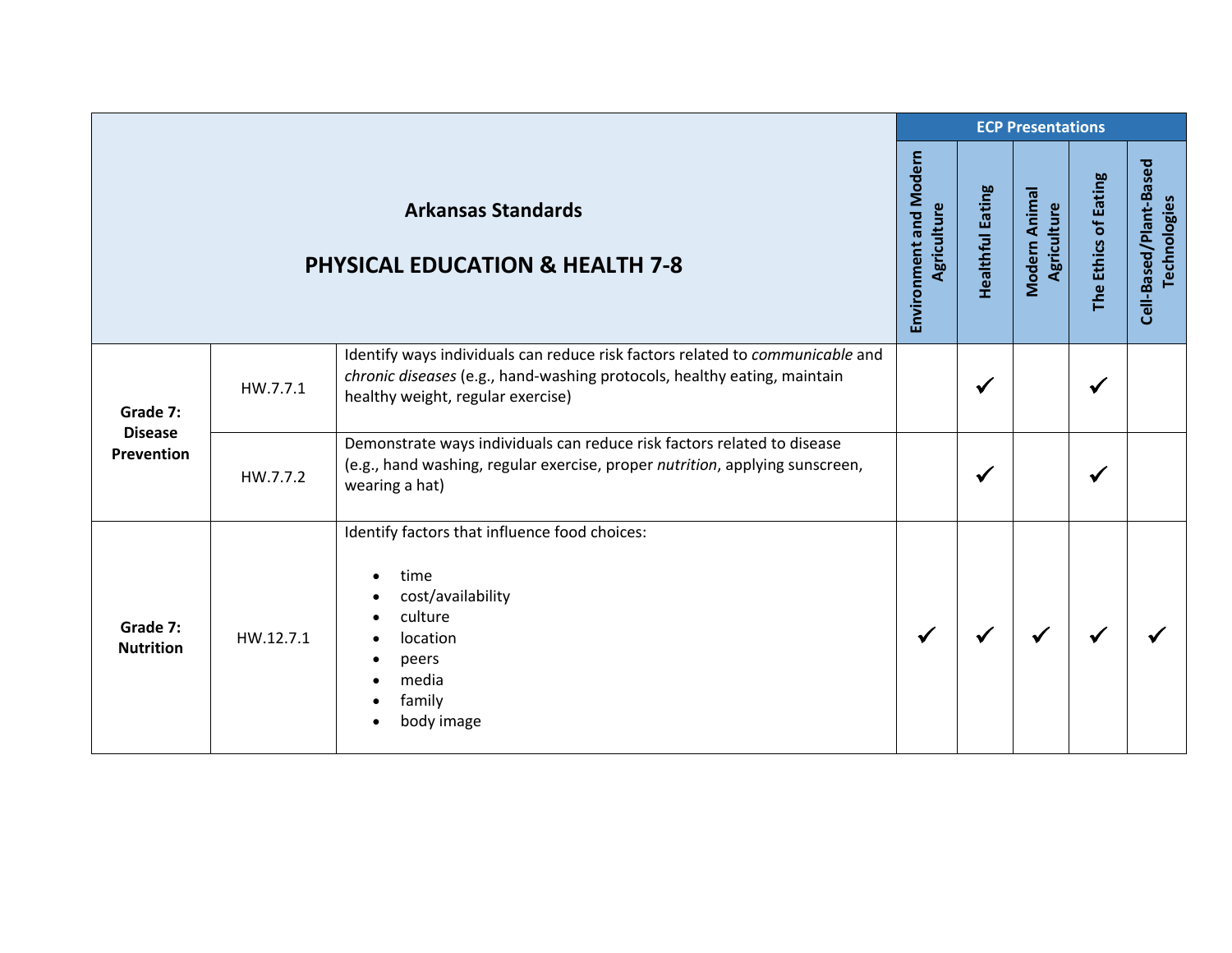| Arkansas Standards<br><br>**PHYSICAL EDUCATION & HEALTH 7-8** | | | ECP Presentations | | | | |
|---|---|---|---|---|---|---|---|
| | | | Environment and Modern Agriculture | Healthful Eating | Modern Animal Agriculture | The Ethics of Eating | Cell-Based/Plant-Based Technologies |
| **Grade 7: Disease Prevention** | HW.7.7.1 | Identify ways individuals can reduce risk factors related to *communicable* and *chronic diseases* (e.g., hand-washing protocols, healthy eating, maintain healthy weight, regular exercise) | | ✓ | | ✓ | |
| | HW.7.7.2 | Demonstrate ways individuals can reduce risk factors related to disease (e.g., hand washing, regular exercise, proper *nutrition*, applying sunscreen, wearing a hat) | | ✓ | | ✓ | |
| **Grade 7: Nutrition** | HW.12.7.1 | Identify factors that influence food choices:<br>• time<br>• cost/availability<br>• culture<br>• location<br>• peers<br>• media<br>• family<br>• body image | ✓ | ✓ | ✓ | ✓ | ✓ |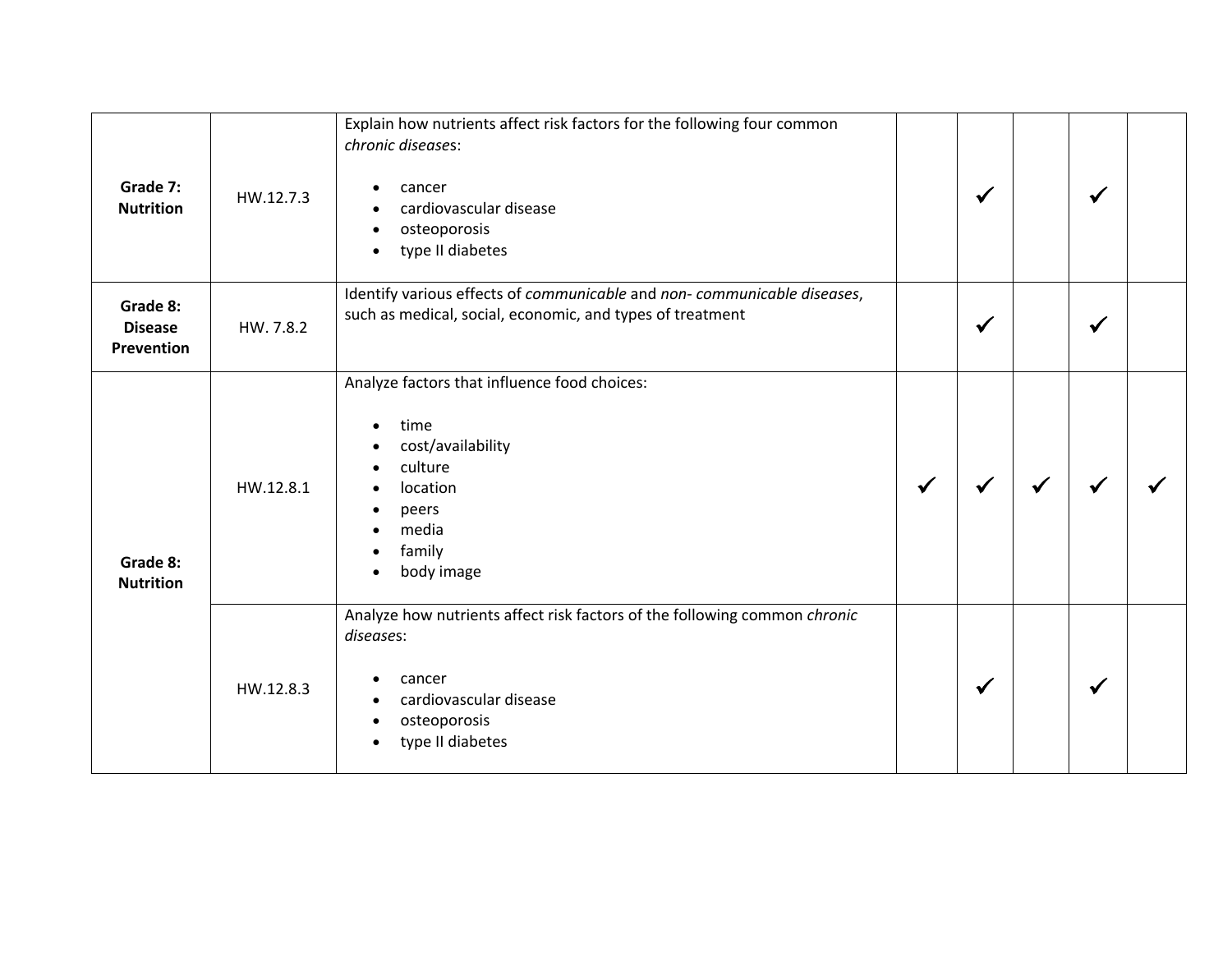| | | | | | | | |
|---|---|---|---|---|---|---|---|
| **Grade 7: Nutrition** | HW.12.7.3 | Explain how nutrients affect risk factors for the following four common *chronic diseases*:<br><br>• cancer<br>• cardiovascular disease<br>• osteoporosis<br>• type II diabetes | | ✓ | | ✓ | |
| **Grade 8: Disease Prevention** | HW. 7.8.2 | Identify various effects of *communicable* and *non- communicable diseases*, such as medical, social, economic, and types of treatment | | ✓ | | ✓ | |
| **Grade 8: Nutrition** | HW.12.8.1 | Analyze factors that influence food choices:<br><br>• time<br>• cost/availability<br>• culture<br>• location<br>• peers<br>• media<br>• family<br>• body image | ✓ | ✓ | ✓ | ✓ | ✓ |
| | HW.12.8.3 | Analyze how nutrients affect risk factors of the following common *chronic diseases*:<br><br>• cancer<br>• cardiovascular disease<br>• osteoporosis<br>• type II diabetes | | ✓ | | ✓ | |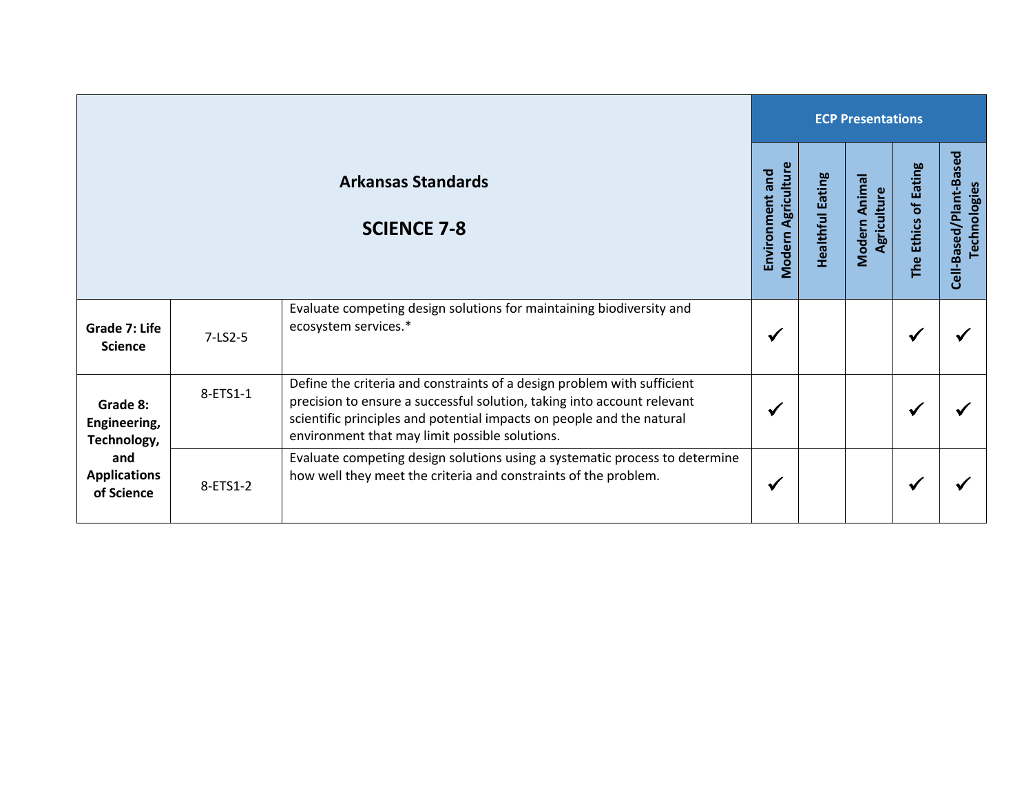| Arkansas Standards<br><br>**SCIENCE 7-8** | | | ECP Presentations | | | | |
|---|---|---|---|---|---|---|---|
| | | | Environment and Modern Agriculture | Healthful Eating | Modern Animal Agriculture | The Ethics of Eating | Cell-Based/Plant-Based Technologies |
| **Grade 7: Life Science** | 7-LS2-5 | Evaluate competing design solutions for maintaining biodiversity and ecosystem services.* | ✓ | | | ✓ | ✓ |
| **Grade 8: Engineering, Technology, and Applications of Science** | 8-ETS1-1 | Define the criteria and constraints of a design problem with sufficient precision to ensure a successful solution, taking into account relevant scientific principles and potential impacts on people and the natural environment that may limit possible solutions. | ✓ | | | ✓ | ✓ |
| | 8-ETS1-2 | Evaluate competing design solutions using a systematic process to determine how well they meet the criteria and constraints of the problem. | ✓ | | | ✓ | ✓ |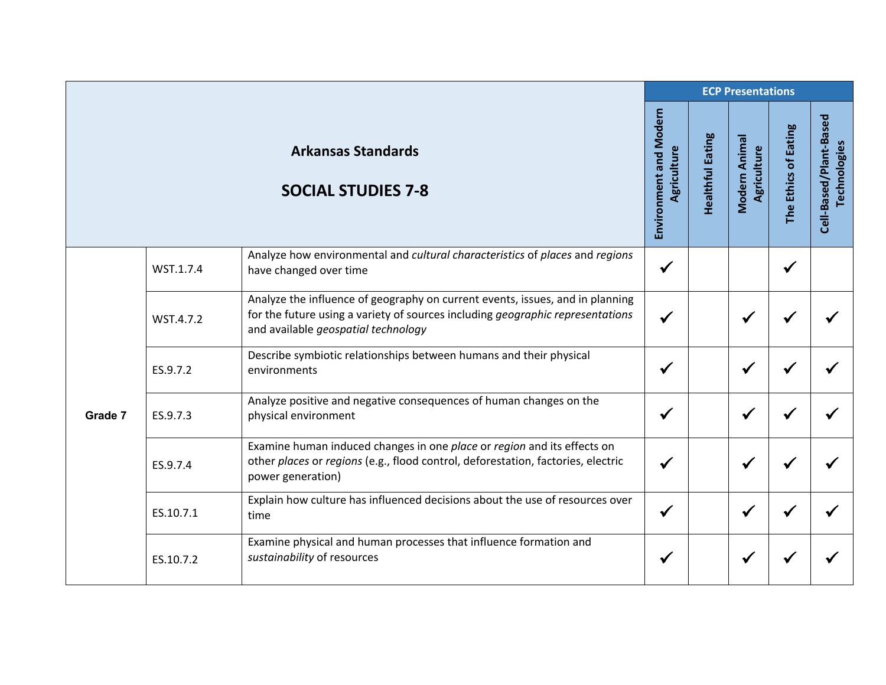| Arkansas Standards<br><br>SOCIAL STUDIES 7-8 | | | ECP Presentations | | | | |
|---|---|---|---|---|---|---|---|
| | | | Environment and Modern Agriculture | Healthful Eating | Modern Animal Agriculture | The Ethics of Eating | Cell-Based/Plant-Based Technologies |
| Grade 7 | WST.1.7.4 | Analyze how environmental and *cultural characteristics* of *places* and *regions* have changed over time | ✔ | | | ✔ | |
| | WST.4.7.2 | Analyze the influence of geography on current events, issues, and in planning for the future using a variety of sources including *geographic representations* and available *geospatial technology* | ✔ | | ✔ | ✔ | ✔ |
| | ES.9.7.2 | Describe symbiotic relationships between humans and their physical environments | ✔ | | ✔ | ✔ | ✔ |
| | ES.9.7.3 | Analyze positive and negative consequences of human changes on the physical environment | ✔ | | ✔ | ✔ | ✔ |
| | ES.9.7.4 | Examine human induced changes in one *place* or *region* and its effects on other *places* or *regions* (e.g., flood control, deforestation, factories, electric power generation) | ✔ | | ✔ | ✔ | ✔ |
| | ES.10.7.1 | Explain how culture has influenced decisions about the use of resources over time | ✔ | | ✔ | ✔ | ✔ |
| | ES.10.7.2 | Examine physical and human processes that influence formation and *sustainability* of resources | ✔ | | ✔ | ✔ | ✔ |